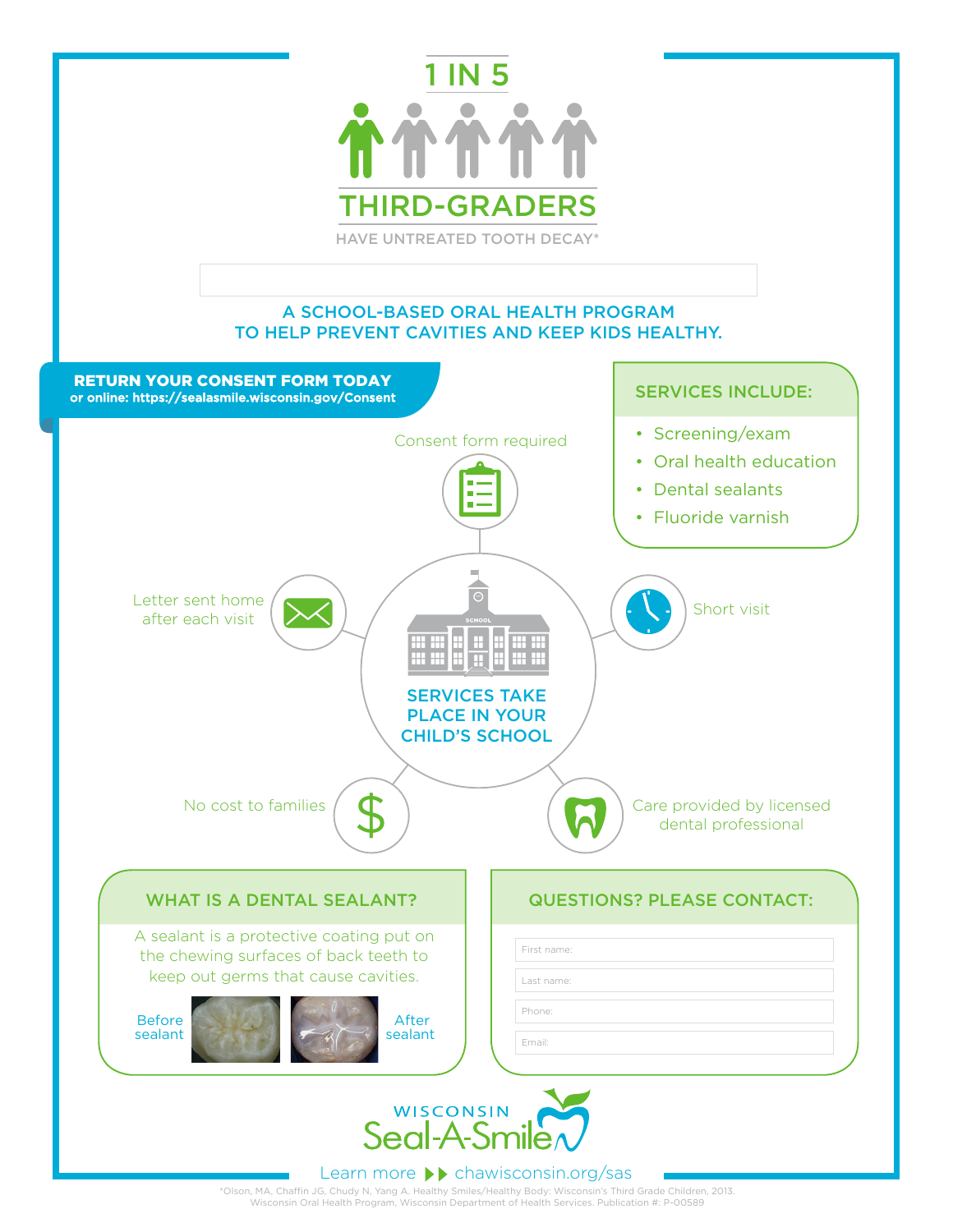# 1 IN 5 THIRD-GRADERS

HAVE UNTREATED TOOTH DECAY*

A SCHOOL-BASED ORAL HEALTH PROGRAM
TO HELP PREVENT CAVITIES AND KEEP KIDS HEALTHY.

**RETURN YOUR CONSENT FORM TODAY**
**or online: https://sealasmile.wisconsin.gov/Consent**

## SERVICES INCLUDE:

- Screening/exam
- Oral health education
- Dental sealants
- Fluoride varnish

## SERVICES TAKE PLACE IN YOUR CHILD'S SCHOOL

- Consent form required
- Short visit
- Care provided by licensed dental professional
- No cost to families
- Letter sent home after each visit

## WHAT IS A DENTAL SEALANT?

A sealant is a protective coating put on the chewing surfaces of back teeth to keep out germs that cause cavities.

Before sealant

After sealant

## QUESTIONS? PLEASE CONTACT:

First name:

Last name:

Phone:

Email:

WISCONSIN Seal-A-Smile

Learn more ▶▶ chawisconsin.org/sas

*Olson, MA, Chaffin JG, Chudy N, Yang A. Healthy Smiles/Healthy Body: Wisconsin's Third Grade Children, 2013.
Wisconsin Oral Health Program, Wisconsin Department of Health Services. Publication #: P-00589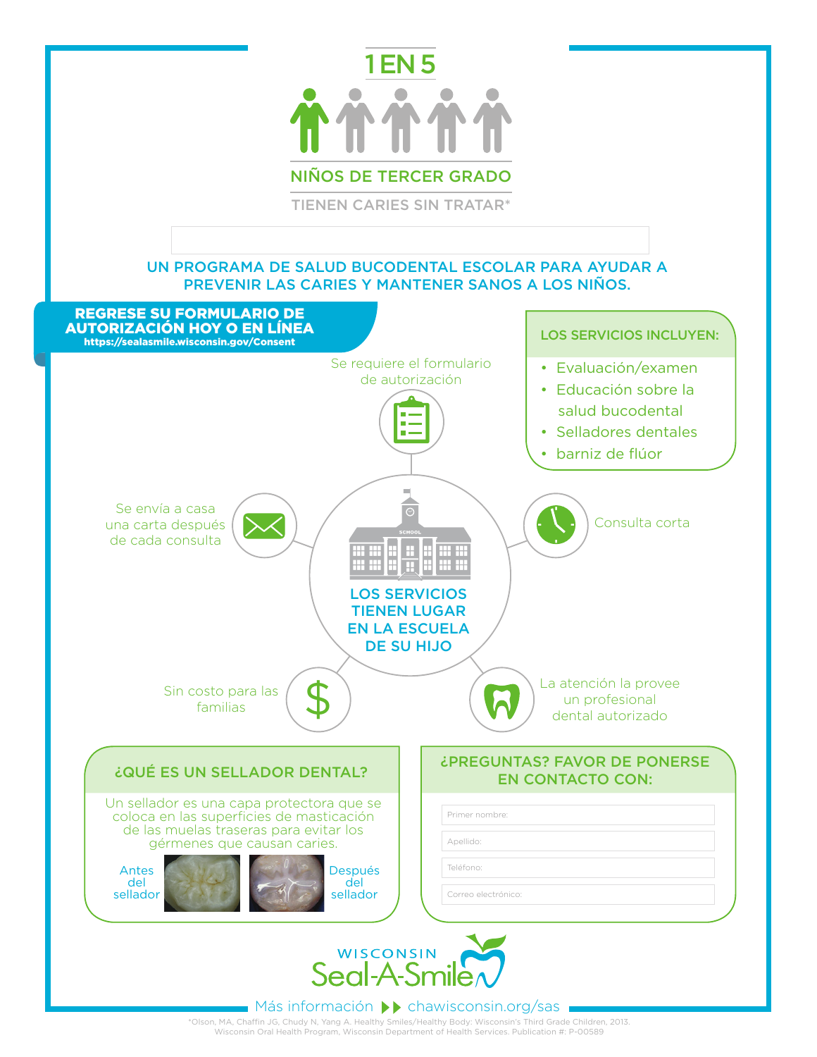# 1 EN 5

## NIÑOS DE TERCER GRADO

TIENEN CARIES SIN TRATAR*

UN PROGRAMA DE SALUD BUCODENTAL ESCOLAR PARA AYUDAR A PREVENIR LAS CARIES Y MANTENER SANOS A LOS NIÑOS.

**REGRESE SU FORMULARIO DE AUTORIZACIÓN HOY O EN LÍNEA**
**https://sealasmile.wisconsin.gov/Consent**

### LOS SERVICIOS INCLUYEN:

- Evaluación/examen
- Educación sobre la salud bucodental
- Selladores dentales
- barniz de flúor

Se requiere el formulario de autorización

Se envía a casa una carta después de cada consulta

Consulta corta

SCHOOL

LOS SERVICIOS TIENEN LUGAR EN LA ESCUELA DE SU HIJO

Sin costo para las familias

La atención la provee un profesional dental autorizado

### ¿QUÉ ES UN SELLADOR DENTAL?

Un sellador es una capa protectora que se coloca en las superficies de masticación de las muelas traseras para evitar los gérmenes que causan caries.

Antes del sellador

Después del sellador

### ¿PREGUNTAS? FAVOR DE PONERSE EN CONTACTO CON:

Primer nombre:

Apellido:

Teléfono:

Correo electrónico:

WISCONSIN Seal-A-Smile

Más información ▶▶ chawisconsin.org/sas

*Olson, MA, Chaffin JG, Chudy N, Yang A. Healthy Smiles/Healthy Body: Wisconsin's Third Grade Children, 2013.
Wisconsin Oral Health Program, Wisconsin Department of Health Services. Publication #: P-00589